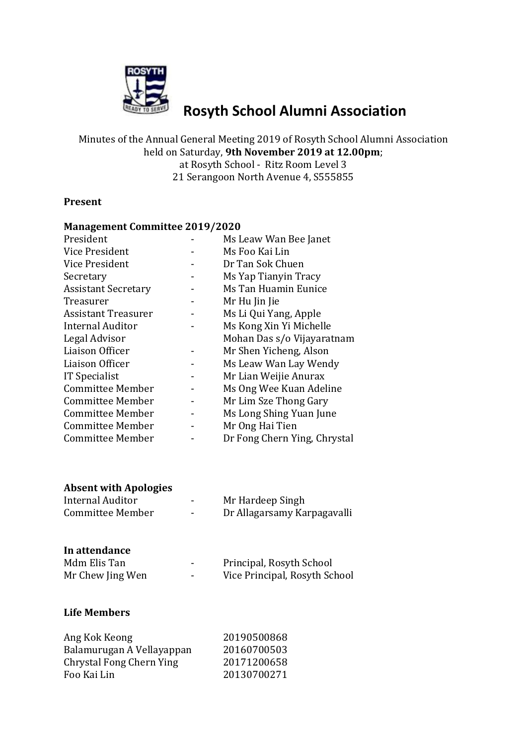# Rosyth School Alumni Association

Minutes of the Annual General Meeting 2019 of Rosyth School Alumni Association held on Saturday, **9th November 2019 at 12.00pm**; at Rosyth School - Ritz Room Level 3 21 Serangoon North Avenue 4, S555855

**Present**

**Management Committee 2019/2020**

| | | |
|---|---|---|
| President | - | Ms Leaw Wan Bee Janet |
| Vice President | - | Ms Foo Kai Lin |
| Vice President | - | Dr Tan Sok Chuen |
| Secretary | - | Ms Yap Tianyin Tracy |
| Assistant Secretary | - | Ms Tan Huamin Eunice |
| Treasurer | - | Mr Hu Jin Jie |
| Assistant Treasurer | - | Ms Li Qui Yang, Apple |
| Internal Auditor | - | Ms Kong Xin Yi Michelle |
| Legal Advisor | | Mohan Das s/o Vijayaratnam |
| Liaison Officer | - | Mr Shen Yicheng, Alson |
| Liaison Officer | - | Ms Leaw Wan Lay Wendy |
| IT Specialist | - | Mr Lian Weijie Anurax |
| Committee Member | - | Ms Ong Wee Kuan Adeline |
| Committee Member | - | Mr Lim Sze Thong Gary |
| Committee Member | - | Ms Long Shing Yuan June |
| Committee Member | - | Mr Ong Hai Tien |
| Committee Member | - | Dr Fong Chern Ying, Chrystal |

**Absent with Apologies**

| | | |
|---|---|---|
| Internal Auditor | - | Mr Hardeep Singh |
| Committee Member | - | Dr Allagarsamy Karpagavalli |

**In attendance**

| | | |
|---|---|---|
| Mdm Elis Tan | - | Principal, Rosyth School |
| Mr Chew Jing Wen | - | Vice Principal, Rosyth School |

**Life Members**

| | |
|---|---|
| Ang Kok Keong | 20190500868 |
| Balamurugan A Vellayappan | 20160700503 |
| Chrystal Fong Chern Ying | 20171200658 |
| Foo Kai Lin | 20130700271 |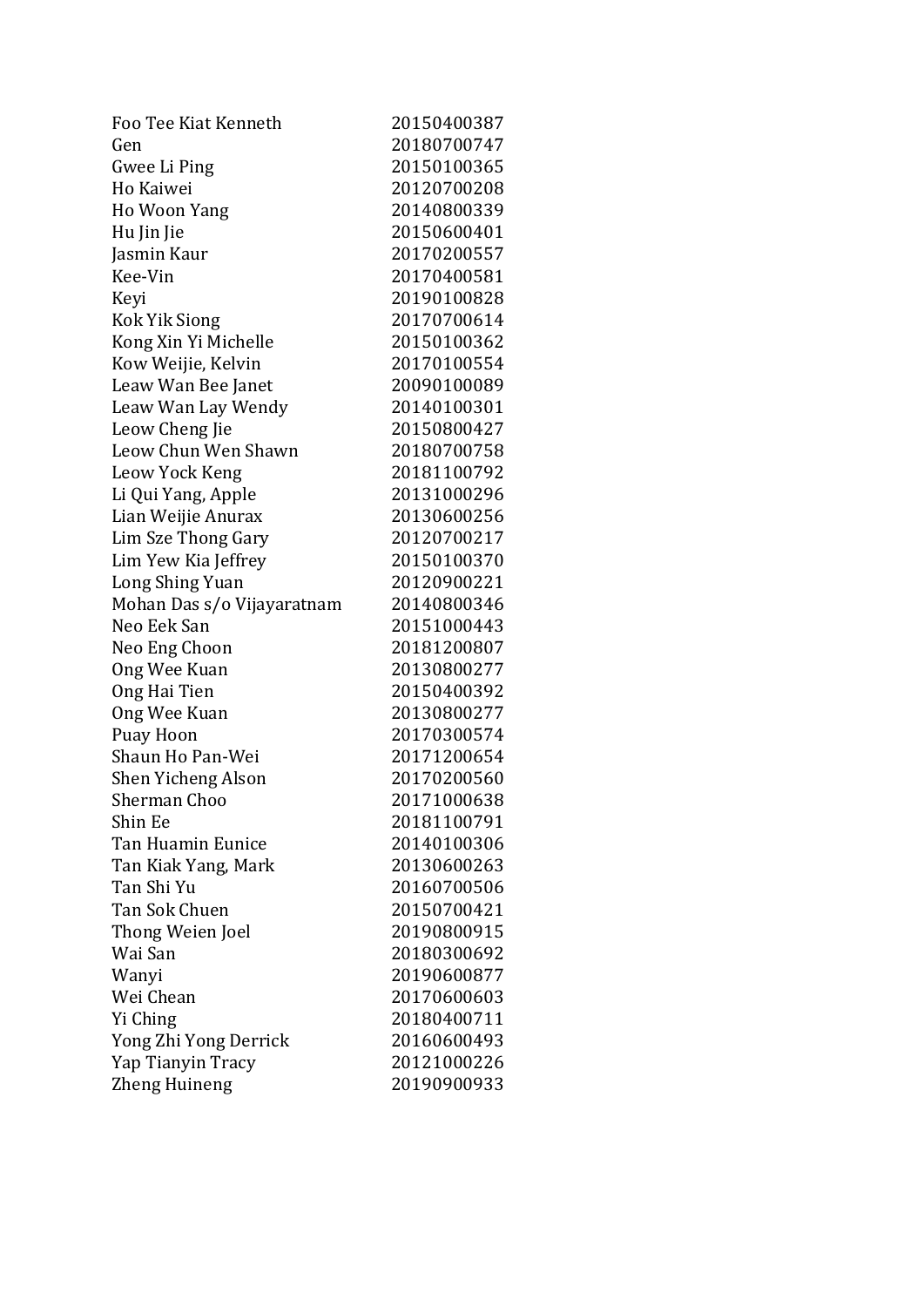| | |
|---|---|
| Foo Tee Kiat Kenneth | 20150400387 |
| Gen | 20180700747 |
| Gwee Li Ping | 20150100365 |
| Ho Kaiwei | 20120700208 |
| Ho Woon Yang | 20140800339 |
| Hu Jin Jie | 20150600401 |
| Jasmin Kaur | 20170200557 |
| Kee-Vin | 20170400581 |
| Keyi | 20190100828 |
| Kok Yik Siong | 20170700614 |
| Kong Xin Yi Michelle | 20150100362 |
| Kow Weijie, Kelvin | 20170100554 |
| Leaw Wan Bee Janet | 20090100089 |
| Leaw Wan Lay Wendy | 20140100301 |
| Leow Cheng Jie | 20150800427 |
| Leow Chun Wen Shawn | 20180700758 |
| Leow Yock Keng | 20181100792 |
| Li Qui Yang, Apple | 20131000296 |
| Lian Weijie Anurax | 20130600256 |
| Lim Sze Thong Gary | 20120700217 |
| Lim Yew Kia Jeffrey | 20150100370 |
| Long Shing Yuan | 20120900221 |
| Mohan Das s/o Vijayaratnam | 20140800346 |
| Neo Eek San | 20151000443 |
| Neo Eng Choon | 20181200807 |
| Ong Wee Kuan | 20130800277 |
| Ong Hai Tien | 20150400392 |
| Ong Wee Kuan | 20130800277 |
| Puay Hoon | 20170300574 |
| Shaun Ho Pan-Wei | 20171200654 |
| Shen Yicheng Alson | 20170200560 |
| Sherman Choo | 20171000638 |
| Shin Ee | 20181100791 |
| Tan Huamin Eunice | 20140100306 |
| Tan Kiak Yang, Mark | 20130600263 |
| Tan Shi Yu | 20160700506 |
| Tan Sok Chuen | 20150700421 |
| Thong Weien Joel | 20190800915 |
| Wai San | 20180300692 |
| Wanyi | 20190600877 |
| Wei Chean | 20170600603 |
| Yi Ching | 20180400711 |
| Yong Zhi Yong Derrick | 20160600493 |
| Yap Tianyin Tracy | 20121000226 |
| Zheng Huineng | 20190900933 |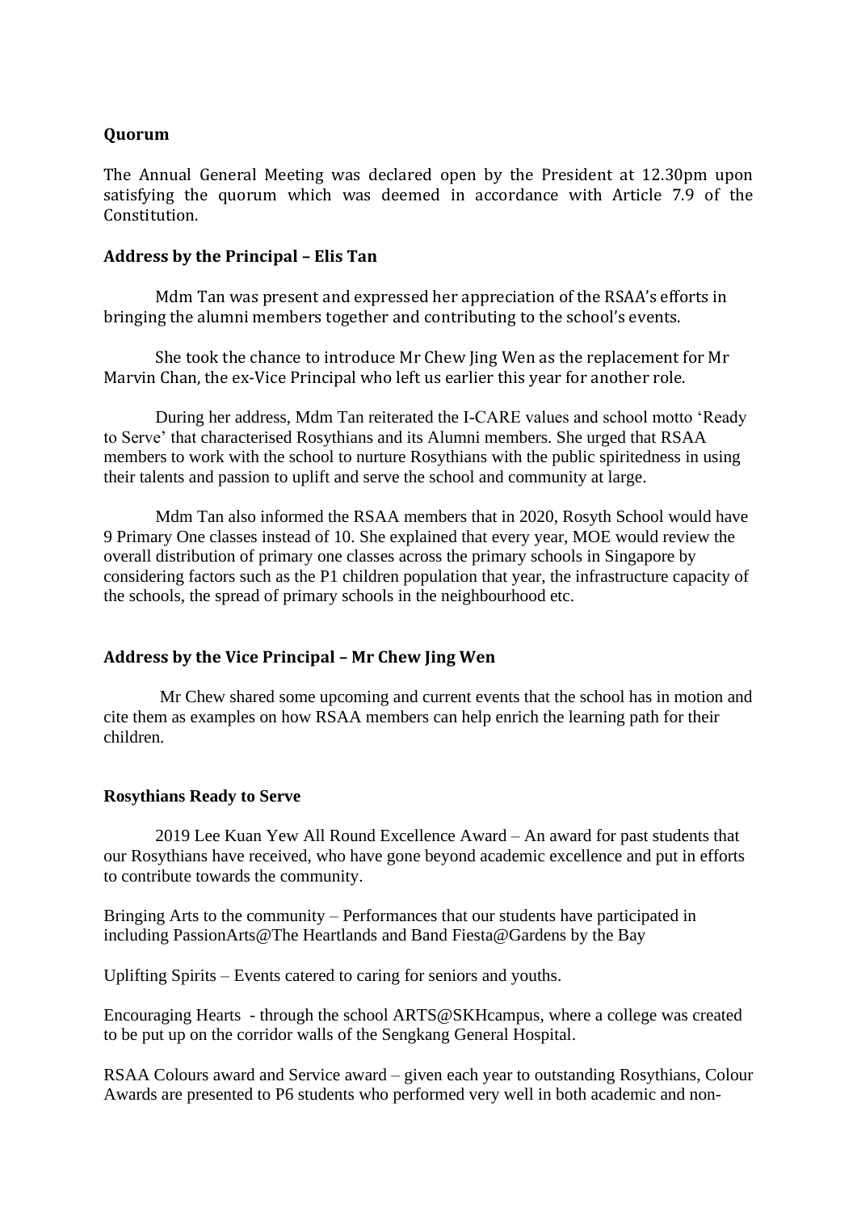### Quorum

The Annual General Meeting was declared open by the President at 12.30pm upon satisfying the quorum which was deemed in accordance with Article 7.9 of the Constitution.

### Address by the Principal – Elis Tan

Mdm Tan was present and expressed her appreciation of the RSAA's efforts in bringing the alumni members together and contributing to the school's events.

She took the chance to introduce Mr Chew Jing Wen as the replacement for Mr Marvin Chan, the ex-Vice Principal who left us earlier this year for another role.

During her address, Mdm Tan reiterated the I-CARE values and school motto 'Ready to Serve' that characterised Rosythians and its Alumni members. She urged that RSAA members to work with the school to nurture Rosythians with the public spiritedness in using their talents and passion to uplift and serve the school and community at large.

Mdm Tan also informed the RSAA members that in 2020, Rosyth School would have 9 Primary One classes instead of 10. She explained that every year, MOE would review the overall distribution of primary one classes across the primary schools in Singapore by considering factors such as the P1 children population that year, the infrastructure capacity of the schools, the spread of primary schools in the neighbourhood etc.

### Address by the Vice Principal – Mr Chew Jing Wen

Mr Chew shared some upcoming and current events that the school has in motion and cite them as examples on how RSAA members can help enrich the learning path for their children.

### Rosythians Ready to Serve

2019 Lee Kuan Yew All Round Excellence Award – An award for past students that our Rosythians have received, who have gone beyond academic excellence and put in efforts to contribute towards the community.

Bringing Arts to the community – Performances that our students have participated in including PassionArts@The Heartlands and Band Fiesta@Gardens by the Bay

Uplifting Spirits – Events catered to caring for seniors and youths.

Encouraging Hearts - through the school ARTS@SKHcampus, where a college was created to be put up on the corridor walls of the Sengkang General Hospital.

RSAA Colours award and Service award – given each year to outstanding Rosythians, Colour Awards are presented to P6 students who performed very well in both academic and non-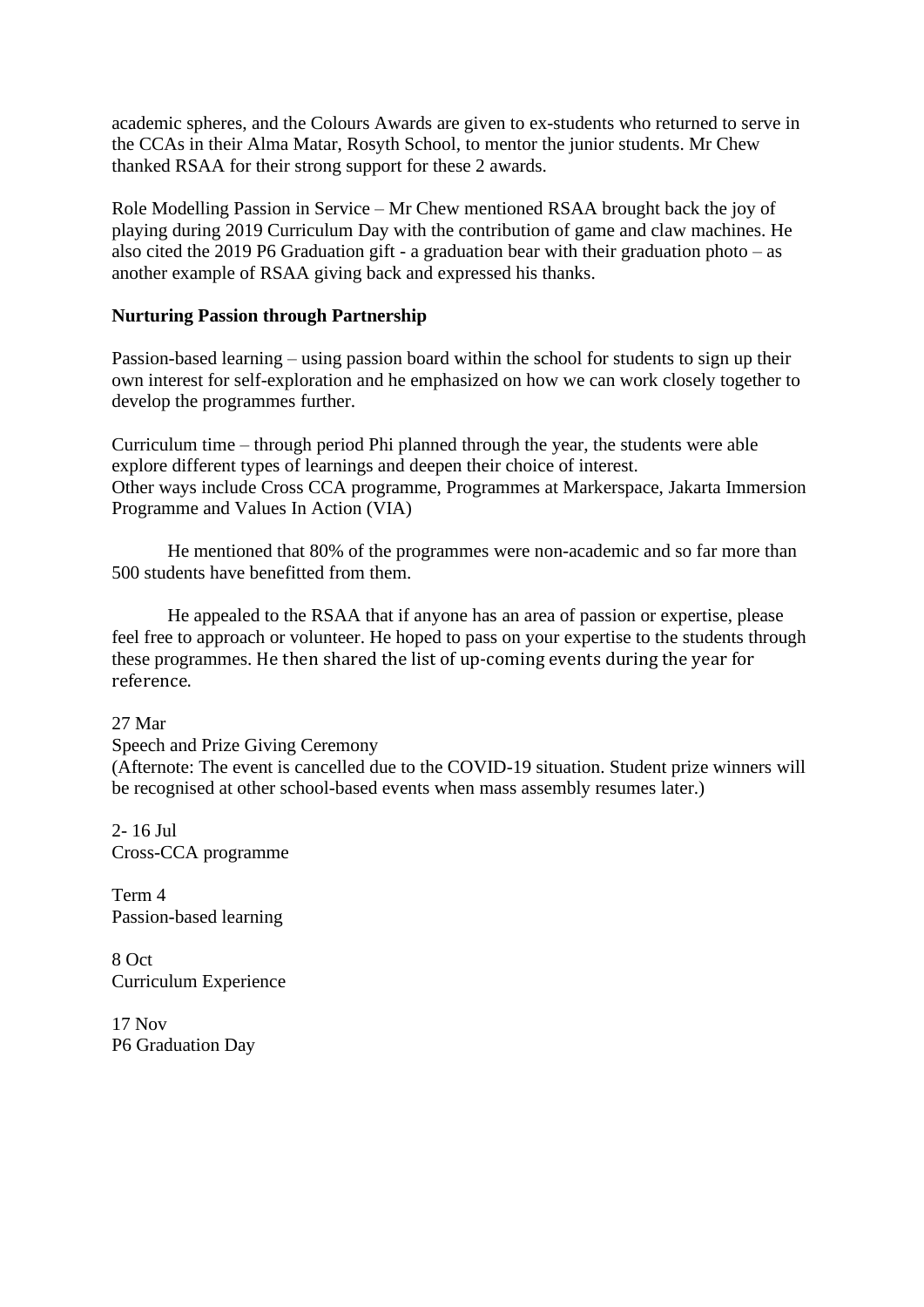academic spheres, and the Colours Awards are given to ex-students who returned to serve in the CCAs in their Alma Matar, Rosyth School, to mentor the junior students. Mr Chew thanked RSAA for their strong support for these 2 awards.

Role Modelling Passion in Service – Mr Chew mentioned RSAA brought back the joy of playing during 2019 Curriculum Day with the contribution of game and claw machines. He also cited the 2019 P6 Graduation gift - a graduation bear with their graduation photo – as another example of RSAA giving back and expressed his thanks.

**Nurturing Passion through Partnership**

Passion-based learning – using passion board within the school for students to sign up their own interest for self-exploration and he emphasized on how we can work closely together to develop the programmes further.

Curriculum time – through period Phi planned through the year, the students were able explore different types of learnings and deepen their choice of interest.
Other ways include Cross CCA programme, Programmes at Markerspace, Jakarta Immersion Programme and Values In Action (VIA)

He mentioned that 80% of the programmes were non-academic and so far more than 500 students have benefitted from them.

He appealed to the RSAA that if anyone has an area of passion or expertise, please feel free to approach or volunteer. He hoped to pass on your expertise to the students through these programmes. He then shared the list of up-coming events during the year for reference.

27 Mar
Speech and Prize Giving Ceremony
(Afternote: The event is cancelled due to the COVID-19 situation. Student prize winners will be recognised at other school-based events when mass assembly resumes later.)

2- 16 Jul
Cross-CCA programme

Term 4
Passion-based learning

8 Oct
Curriculum Experience

17 Nov
P6 Graduation Day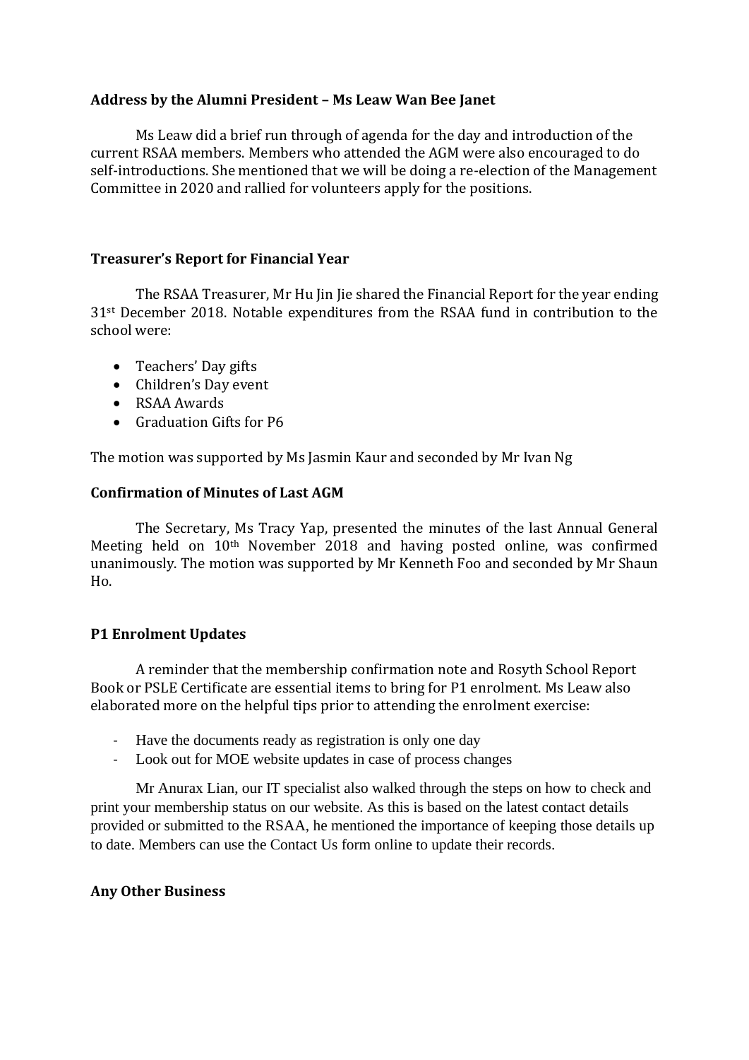**Address by the Alumni President – Ms Leaw Wan Bee Janet**

Ms Leaw did a brief run through of agenda for the day and introduction of the current RSAA members. Members who attended the AGM were also encouraged to do self-introductions. She mentioned that we will be doing a re-election of the Management Committee in 2020 and rallied for volunteers apply for the positions.

**Treasurer's Report for Financial Year**

The RSAA Treasurer, Mr Hu Jin Jie shared the Financial Report for the year ending 31st December 2018. Notable expenditures from the RSAA fund in contribution to the school were:

- Teachers' Day gifts
- Children's Day event
- RSAA Awards
- Graduation Gifts for P6

The motion was supported by Ms Jasmin Kaur and seconded by Mr Ivan Ng

**Confirmation of Minutes of Last AGM**

The Secretary, Ms Tracy Yap, presented the minutes of the last Annual General Meeting held on 10th November 2018 and having posted online, was confirmed unanimously. The motion was supported by Mr Kenneth Foo and seconded by Mr Shaun Ho.

**P1 Enrolment Updates**

A reminder that the membership confirmation note and Rosyth School Report Book or PSLE Certificate are essential items to bring for P1 enrolment. Ms Leaw also elaborated more on the helpful tips prior to attending the enrolment exercise:

- Have the documents ready as registration is only one day
- Look out for MOE website updates in case of process changes

Mr Anurax Lian, our IT specialist also walked through the steps on how to check and print your membership status on our website. As this is based on the latest contact details provided or submitted to the RSAA, he mentioned the importance of keeping those details up to date. Members can use the Contact Us form online to update their records.

**Any Other Business**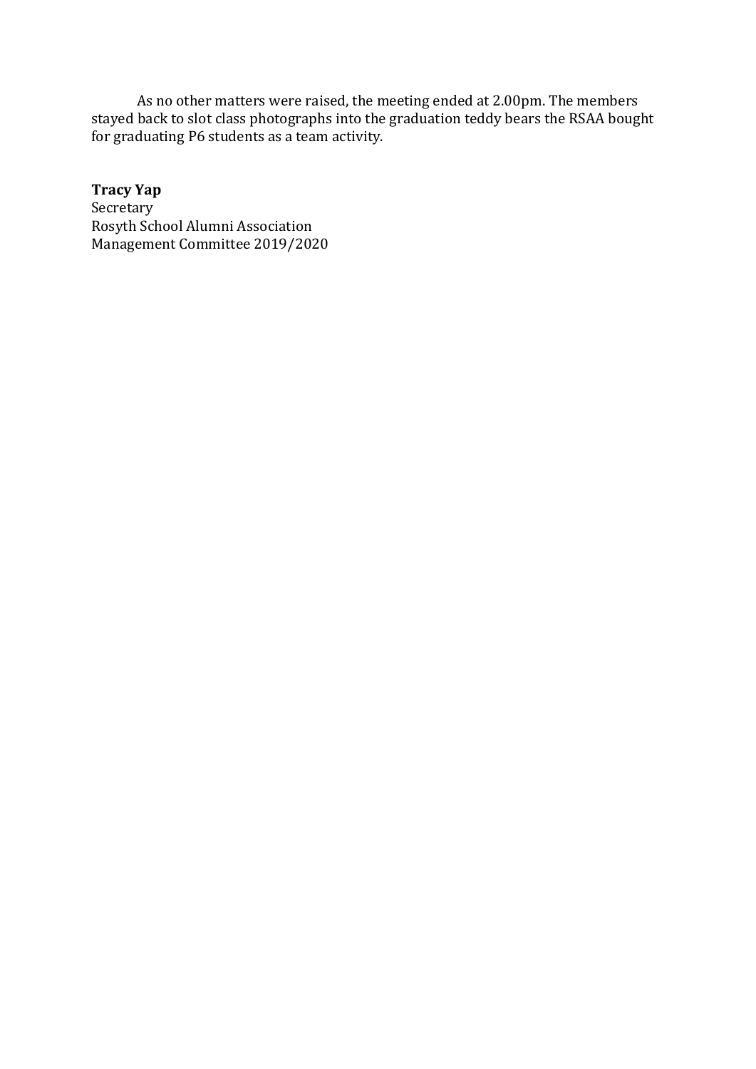As no other matters were raised, the meeting ended at 2.00pm. The members stayed back to slot class photographs into the graduation teddy bears the RSAA bought for graduating P6 students as a team activity.

**Tracy Yap**
Secretary
Rosyth School Alumni Association
Management Committee 2019/2020